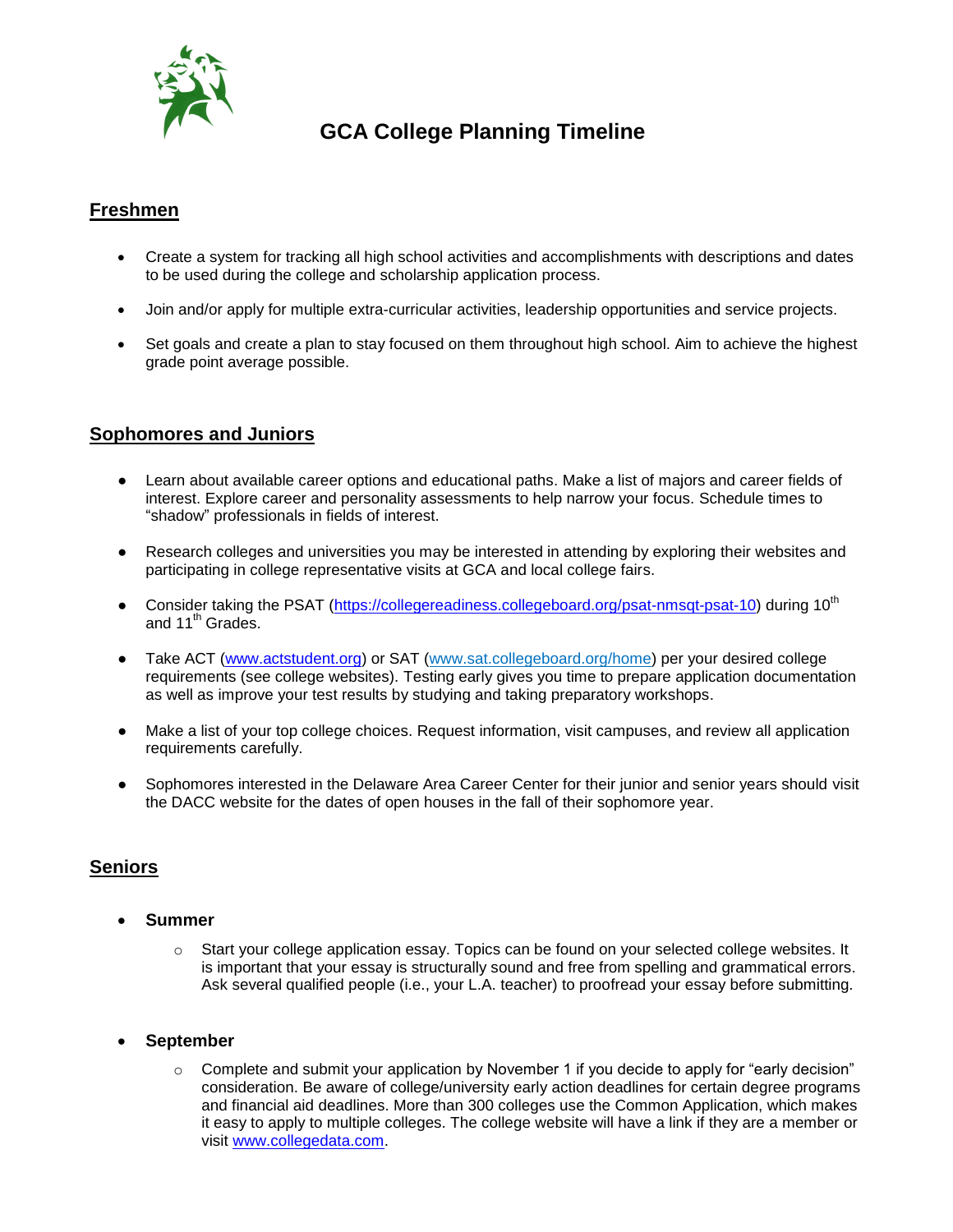# GCA College Planning Timeline

## Freshmen

- Create a system for tracking all high school activities and accomplishments with descriptions and dates to be used during the college and scholarship application process.
- Join and/or apply for multiple extra-curricular activities, leadership opportunities and service projects.
- Set goals and create a plan to stay focused on them throughout high school. Aim to achieve the highest grade point average possible.

## Sophomores and Juniors

- Learn about available career options and educational paths. Make a list of majors and career fields of interest. Explore career and personality assessments to help narrow your focus. Schedule times to "shadow" professionals in fields of interest.
- Research colleges and universities you may be interested in attending by exploring their websites and participating in college representative visits at GCA and local college fairs.
- Consider taking the PSAT (https://collegereadiness.collegeboard.org/psat-nmsqt-psat-10) during 10th and 11th Grades.
- Take ACT (www.actstudent.org) or SAT (www.sat.collegeboard.org/home) per your desired college requirements (see college websites). Testing early gives you time to prepare application documentation as well as improve your test results by studying and taking preparatory workshops.
- Make a list of your top college choices. Request information, visit campuses, and review all application requirements carefully.
- Sophomores interested in the Delaware Area Career Center for their junior and senior years should visit the DACC website for the dates of open houses in the fall of their sophomore year.

## Seniors

- **Summer**
  - Start your college application essay. Topics can be found on your selected college websites. It is important that your essay is structurally sound and free from spelling and grammatical errors. Ask several qualified people (i.e., your L.A. teacher) to proofread your essay before submitting.
- **September**
  - Complete and submit your application by November 1 if you decide to apply for "early decision" consideration. Be aware of college/university early action deadlines for certain degree programs and financial aid deadlines. More than 300 colleges use the Common Application, which makes it easy to apply to multiple colleges. The college website will have a link if they are a member or visit www.collegedata.com.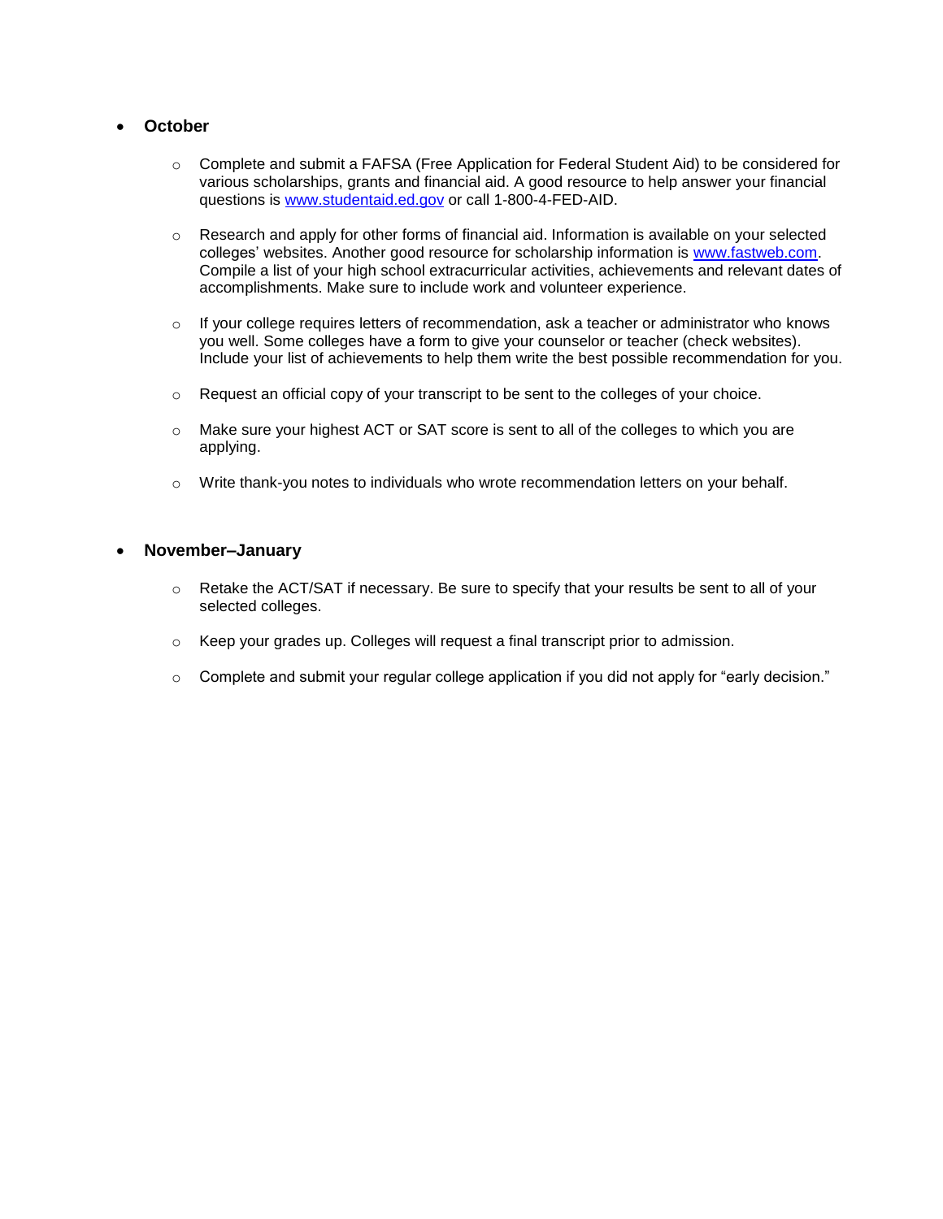- **October**

    - Complete and submit a FAFSA (Free Application for Federal Student Aid) to be considered for various scholarships, grants and financial aid. A good resource to help answer your financial questions is [www.studentaid.ed.gov](http://www.studentaid.ed.gov) or call 1-800-4-FED-AID.

    - Research and apply for other forms of financial aid. Information is available on your selected colleges' websites. Another good resource for scholarship information is [www.fastweb.com](http://www.fastweb.com). Compile a list of your high school extracurricular activities, achievements and relevant dates of accomplishments. Make sure to include work and volunteer experience.

    - If your college requires letters of recommendation, ask a teacher or administrator who knows you well. Some colleges have a form to give your counselor or teacher (check websites). Include your list of achievements to help them write the best possible recommendation for you.

    - Request an official copy of your transcript to be sent to the colleges of your choice.

    - Make sure your highest ACT or SAT score is sent to all of the colleges to which you are applying.

    - Write thank-you notes to individuals who wrote recommendation letters on your behalf.

- **November–January**

    - Retake the ACT/SAT if necessary. Be sure to specify that your results be sent to all of your selected colleges.

    - Keep your grades up. Colleges will request a final transcript prior to admission.

    - Complete and submit your regular college application if you did not apply for "early decision."